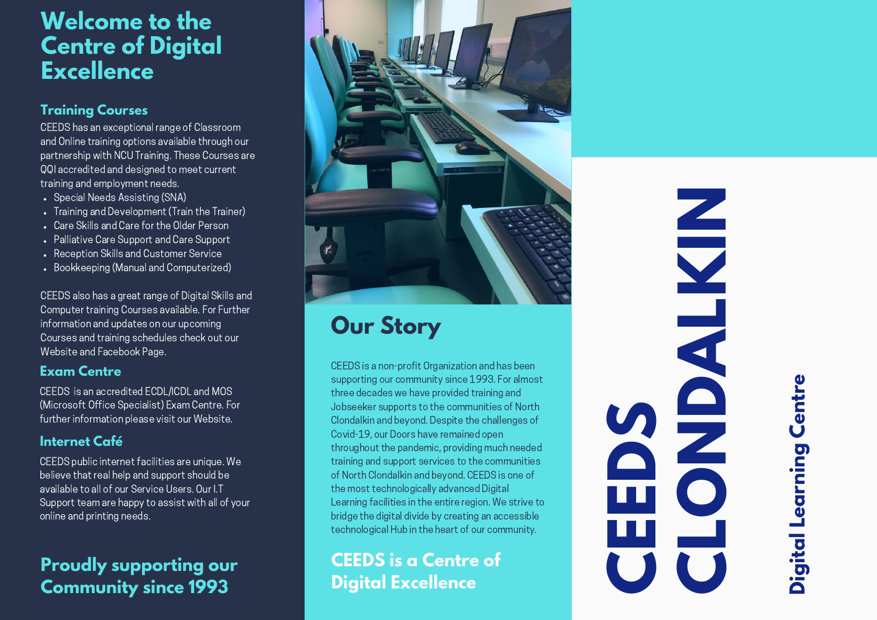# Welcome to the Centre of Digital Excellence

## Training Courses

CEEDS has an exceptional range of Classroom and Online training options available through our partnership with NCU Training. These Courses are QQI accredited and designed to meet current training and employment needs.

- Special Needs Assisting (SNA)
- Training and Development (Train the Trainer)
- Care Skills and Care for the Older Person
- Palliative Care Support and Care Support
- Reception Skills and Customer Service
- Bookkeeping (Manual and Computerized)

CEEDS also has a great range of Digital Skills and Computer training Courses available. For Further information and updates on our upcoming Courses and training schedules check out our Website and Facebook Page.

## Exam Centre

CEEDS is an accredited ECDL/ICDL and MOS (Microsoft Office Specialist) Exam Centre. For further information please visit our Website.

## Internet Café

CEEDS public internet facilities are unique. We believe that real help and support should be available to all of our Service Users. Our I.T Support team are happy to assist with all of your online and printing needs.

## Proudly supporting our Community since 1993

# Our Story

CEEDS is a non-profit Organization and has been supporting our community since 1993. For almost three decades we have provided training and Jobseeker supports to the communities of North Clondalkin and beyond. Despite the challenges of Covid-19, our Doors have remained open throughout the pandemic, providing much needed training and support services to the communities of North Clondalkin and beyond. CEEDS is one of the most technologically advanced Digital Learning facilities in the entire region. We strive to bridge the digital divide by creating an accessible technological Hub in the heart of our community.

## CEEDS is a Centre of Digital Excellence

# CEEDS CLONDALKIN

## Digital Learning Centre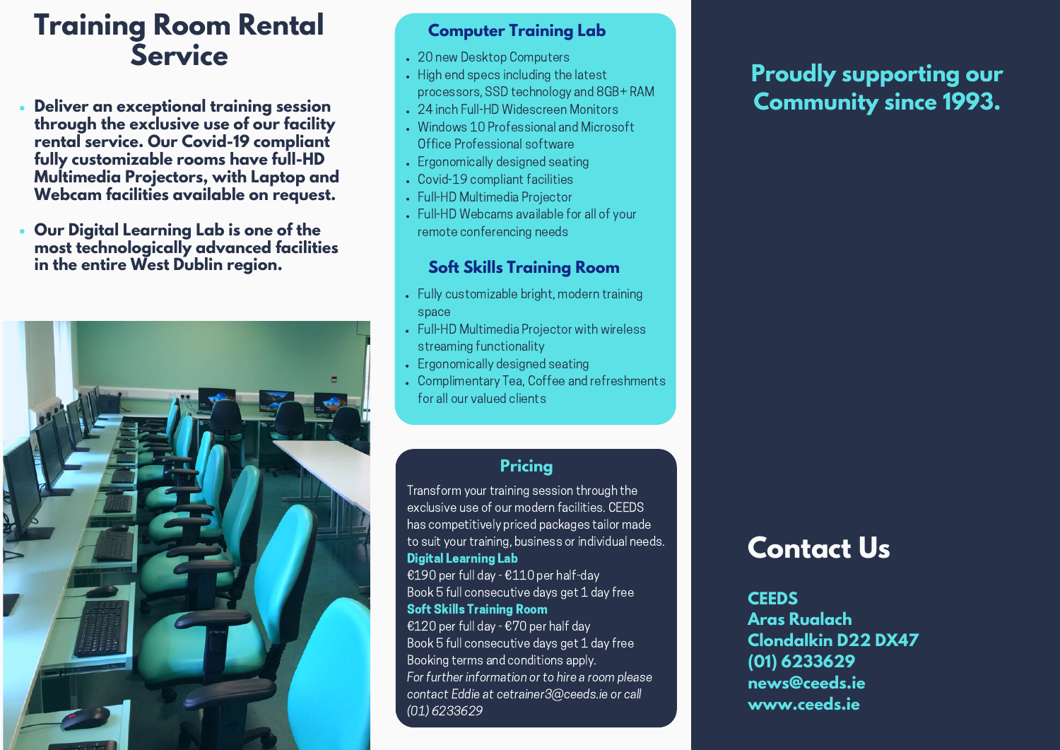# Training Room Rental Service

- **Deliver an exceptional training session through the exclusive use of our facility rental service. Our Covid-19 compliant fully customizable rooms have full-HD Multimedia Projectors, with Laptop and Webcam facilities available on request.**
- **Our Digital Learning Lab is one of the most technologically advanced facilities in the entire West Dublin region.**

### Computer Training Lab

- 20 new Desktop Computers
- High end specs including the latest processors, SSD technology and 8GB+ RAM
- 24 inch Full-HD Widescreen Monitors
- Windows 10 Professional and Microsoft Office Professional software
- Ergonomically designed seating
- Covid-19 compliant facilities
- Full-HD Multimedia Projector
- Full-HD Webcams available for all of your remote conferencing needs

### Soft Skills Training Room

- Fully customizable bright, modern training space
- Full-HD Multimedia Projector with wireless streaming functionality
- Ergonomically designed seating
- Complimentary Tea, Coffee and refreshments for all our valued clients

### Pricing

Transform your training session through the exclusive use of our modern facilities. CEEDS has competitively priced packages tailor made to suit your training, business or individual needs.

**Digital Learning Lab**
€190 per full day - €110 per half-day
Book 5 full consecutive days get 1 day free

**Soft Skills Training Room**
€120 per full day - €70 per half day
Book 5 full consecutive days get 1 day free
Booking terms and conditions apply.

*For further information or to hire a room please contact Eddie at cetrainer3@ceeds.ie or call (01) 6233629*

## Proudly supporting our Community since 1993.

## Contact Us

**CEEDS**
**Aras Rualach**
**Clondalkin D22 DX47**
**(01) 6233629**
**news@ceeds.ie**
**www.ceeds.ie**